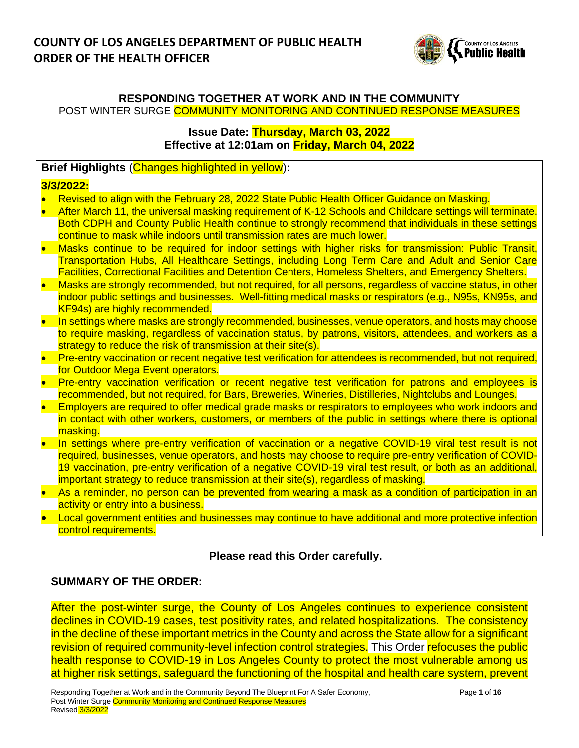# COUNTY OF LOS ANGELES DEPARTMENT OF PUBLIC HEALTH
# ORDER OF THE HEALTH OFFICER

## RESPONDING TOGETHER AT WORK AND IN THE COMMUNITY

POST WINTER SURGE COMMUNITY MONITORING AND CONTINUED RESPONSE MEASURES

**Issue Date: Thursday, March 03, 2022**
**Effective at 12:01am on Friday, March 04, 2022**

**Brief Highlights** (Changes highlighted in yellow)**:**

**3/3/2022:**

- Revised to align with the February 28, 2022 State Public Health Officer Guidance on Masking.
- After March 11, the universal masking requirement of K-12 Schools and Childcare settings will terminate. Both CDPH and County Public Health continue to strongly recommend that individuals in these settings continue to mask while indoors until transmission rates are much lower.
- Masks continue to be required for indoor settings with higher risks for transmission: Public Transit, Transportation Hubs, All Healthcare Settings, including Long Term Care and Adult and Senior Care Facilities, Correctional Facilities and Detention Centers, Homeless Shelters, and Emergency Shelters.
- Masks are strongly recommended, but not required, for all persons, regardless of vaccine status, in other indoor public settings and businesses. Well-fitting medical masks or respirators (e.g., N95s, KN95s, and KF94s) are highly recommended.
- In settings where masks are strongly recommended, businesses, venue operators, and hosts may choose to require masking, regardless of vaccination status, by patrons, visitors, attendees, and workers as a strategy to reduce the risk of transmission at their site(s).
- Pre-entry vaccination or recent negative test verification for attendees is recommended, but not required, for Outdoor Mega Event operators.
- Pre-entry vaccination verification or recent negative test verification for patrons and employees is recommended, but not required, for Bars, Breweries, Wineries, Distilleries, Nightclubs and Lounges.
- Employers are required to offer medical grade masks or respirators to employees who work indoors and in contact with other workers, customers, or members of the public in settings where there is optional masking.
- In settings where pre-entry verification of vaccination or a negative COVID-19 viral test result is not required, businesses, venue operators, and hosts may choose to require pre-entry verification of COVID-19 vaccination, pre-entry verification of a negative COVID-19 viral test result, or both as an additional, important strategy to reduce transmission at their site(s), regardless of masking.
- As a reminder, no person can be prevented from wearing a mask as a condition of participation in an activity or entry into a business.
- Local government entities and businesses may continue to have additional and more protective infection control requirements.

**Please read this Order carefully.**

### SUMMARY OF THE ORDER:

After the post-winter surge, the County of Los Angeles continues to experience consistent declines in COVID-19 cases, test positivity rates, and related hospitalizations. The consistency in the decline of these important metrics in the County and across the State allow for a significant revision of required community-level infection control strategies. This Order refocuses the public health response to COVID-19 in Los Angeles County to protect the most vulnerable among us at higher risk settings, safeguard the functioning of the hospital and health care system, prevent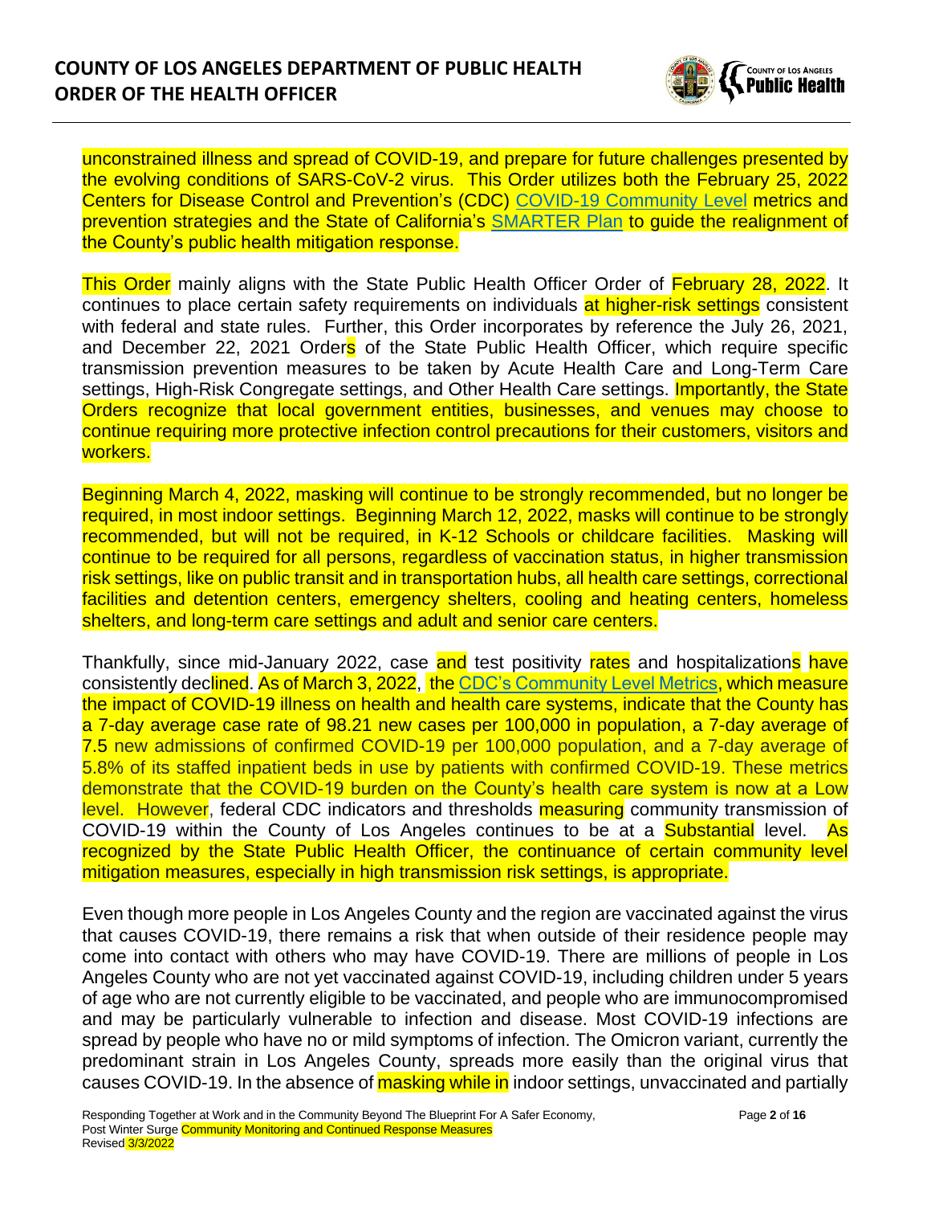unconstrained illness and spread of COVID-19, and prepare for future challenges presented by the evolving conditions of SARS-CoV-2 virus. This Order utilizes both the February 25, 2022 Centers for Disease Control and Prevention's (CDC) COVID-19 Community Level metrics and prevention strategies and the State of California's SMARTER Plan to guide the realignment of the County's public health mitigation response.

This Order mainly aligns with the State Public Health Officer Order of February 28, 2022. It continues to place certain safety requirements on individuals at higher-risk settings consistent with federal and state rules. Further, this Order incorporates by reference the July 26, 2021, and December 22, 2021 Orders of the State Public Health Officer, which require specific transmission prevention measures to be taken by Acute Health Care and Long-Term Care settings, High-Risk Congregate settings, and Other Health Care settings. Importantly, the State Orders recognize that local government entities, businesses, and venues may choose to continue requiring more protective infection control precautions for their customers, visitors and workers.

Beginning March 4, 2022, masking will continue to be strongly recommended, but no longer be required, in most indoor settings. Beginning March 12, 2022, masks will continue to be strongly recommended, but will not be required, in K-12 Schools or childcare facilities. Masking will continue to be required for all persons, regardless of vaccination status, in higher transmission risk settings, like on public transit and in transportation hubs, all health care settings, correctional facilities and detention centers, emergency shelters, cooling and heating centers, homeless shelters, and long-term care settings and adult and senior care centers.

Thankfully, since mid-January 2022, case and test positivity rates and hospitalizations have consistently declined. As of March 3, 2022, the CDC's Community Level Metrics, which measure the impact of COVID-19 illness on health and health care systems, indicate that the County has a 7-day average case rate of 98.21 new cases per 100,000 in population, a 7-day average of 7.5 new admissions of confirmed COVID-19 per 100,000 population, and a 7-day average of 5.8% of its staffed inpatient beds in use by patients with confirmed COVID-19. These metrics demonstrate that the COVID-19 burden on the County's health care system is now at a Low level. However, federal CDC indicators and thresholds measuring community transmission of COVID-19 within the County of Los Angeles continues to be at a Substantial level. As recognized by the State Public Health Officer, the continuance of certain community level mitigation measures, especially in high transmission risk settings, is appropriate.

Even though more people in Los Angeles County and the region are vaccinated against the virus that causes COVID-19, there remains a risk that when outside of their residence people may come into contact with others who may have COVID-19. There are millions of people in Los Angeles County who are not yet vaccinated against COVID-19, including children under 5 years of age who are not currently eligible to be vaccinated, and people who are immunocompromised and may be particularly vulnerable to infection and disease. Most COVID-19 infections are spread by people who have no or mild symptoms of infection. The Omicron variant, currently the predominant strain in Los Angeles County, spreads more easily than the original virus that causes COVID-19. In the absence of masking while in indoor settings, unvaccinated and partially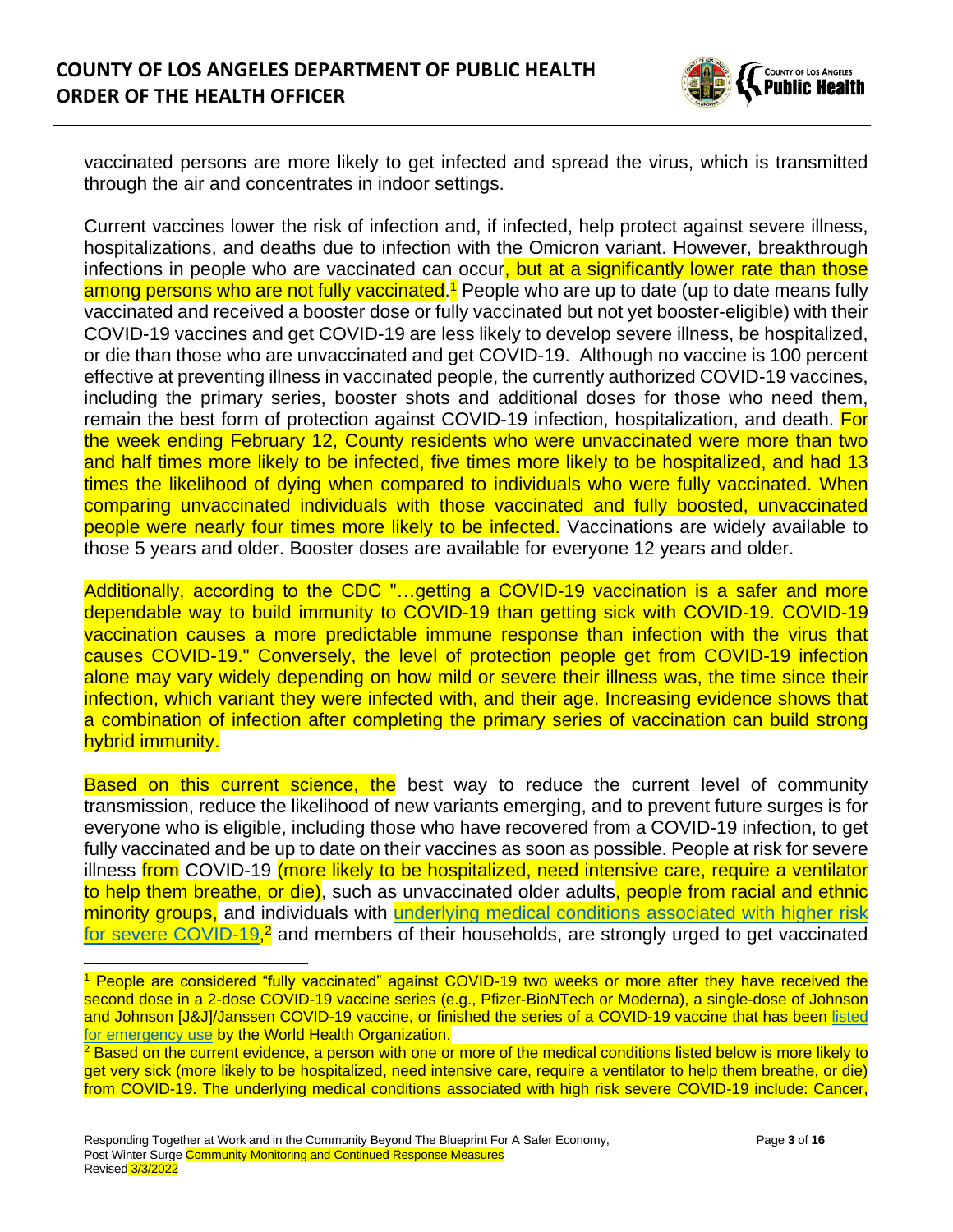vaccinated persons are more likely to get infected and spread the virus, which is transmitted through the air and concentrates in indoor settings.

Current vaccines lower the risk of infection and, if infected, help protect against severe illness, hospitalizations, and deaths due to infection with the Omicron variant. However, breakthrough infections in people who are vaccinated can occur, but at a significantly lower rate than those among persons who are not fully vaccinated.[1] People who are up to date (up to date means fully vaccinated and received a booster dose or fully vaccinated but not yet booster-eligible) with their COVID-19 vaccines and get COVID-19 are less likely to develop severe illness, be hospitalized, or die than those who are unvaccinated and get COVID-19. Although no vaccine is 100 percent effective at preventing illness in vaccinated people, the currently authorized COVID-19 vaccines, including the primary series, booster shots and additional doses for those who need them, remain the best form of protection against COVID-19 infection, hospitalization, and death. For the week ending February 12, County residents who were unvaccinated were more than two and half times more likely to be infected, five times more likely to be hospitalized, and had 13 times the likelihood of dying when compared to individuals who were fully vaccinated. When comparing unvaccinated individuals with those vaccinated and fully boosted, unvaccinated people were nearly four times more likely to be infected. Vaccinations are widely available to those 5 years and older. Booster doses are available for everyone 12 years and older.

Additionally, according to the CDC "…getting a COVID-19 vaccination is a safer and more dependable way to build immunity to COVID-19 than getting sick with COVID-19. COVID-19 vaccination causes a more predictable immune response than infection with the virus that causes COVID-19." Conversely, the level of protection people get from COVID-19 infection alone may vary widely depending on how mild or severe their illness was, the time since their infection, which variant they were infected with, and their age. Increasing evidence shows that a combination of infection after completing the primary series of vaccination can build strong hybrid immunity.

Based on this current science, the best way to reduce the current level of community transmission, reduce the likelihood of new variants emerging, and to prevent future surges is for everyone who is eligible, including those who have recovered from a COVID-19 infection, to get fully vaccinated and be up to date on their vaccines as soon as possible. People at risk for severe illness from COVID-19 (more likely to be hospitalized, need intensive care, require a ventilator to help them breathe, or die), such as unvaccinated older adults, people from racial and ethnic minority groups, and individuals with [underlying medical conditions associated with higher risk for severe COVID-19](),[2] and members of their households, are strongly urged to get vaccinated

---

[1] People are considered "fully vaccinated" against COVID-19 two weeks or more after they have received the second dose in a 2-dose COVID-19 vaccine series (e.g., Pfizer-BioNTech or Moderna), a single-dose of Johnson and Johnson [J&J]/Janssen COVID-19 vaccine, or finished the series of a COVID-19 vaccine that has been [listed for emergency use]() by the World Health Organization.

[2] Based on the current evidence, a person with one or more of the medical conditions listed below is more likely to get very sick (more likely to be hospitalized, need intensive care, require a ventilator to help them breathe, or die) from COVID-19. The underlying medical conditions associated with high risk severe COVID-19 include: Cancer,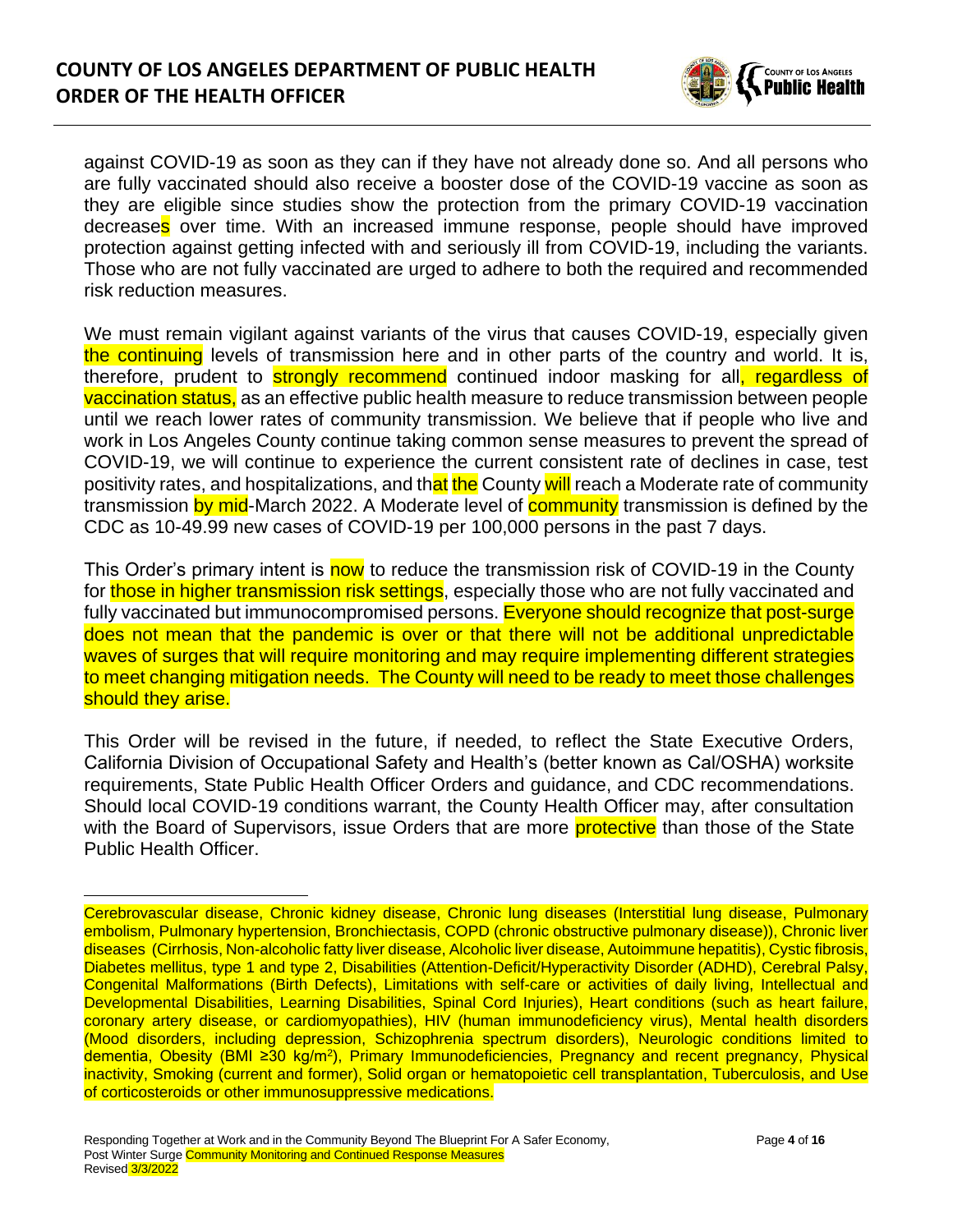against COVID-19 as soon as they can if they have not already done so. And all persons who are fully vaccinated should also receive a booster dose of the COVID-19 vaccine as soon as they are eligible since studies show the protection from the primary COVID-19 vaccination decreases over time. With an increased immune response, people should have improved protection against getting infected with and seriously ill from COVID-19, including the variants. Those who are not fully vaccinated are urged to adhere to both the required and recommended risk reduction measures.

We must remain vigilant against variants of the virus that causes COVID-19, especially given the continuing levels of transmission here and in other parts of the country and world. It is, therefore, prudent to strongly recommend continued indoor masking for all, regardless of vaccination status, as an effective public health measure to reduce transmission between people until we reach lower rates of community transmission. We believe that if people who live and work in Los Angeles County continue taking common sense measures to prevent the spread of COVID-19, we will continue to experience the current consistent rate of declines in case, test positivity rates, and hospitalizations, and that the County will reach a Moderate rate of community transmission by mid-March 2022. A Moderate level of community transmission is defined by the CDC as 10-49.99 new cases of COVID-19 per 100,000 persons in the past 7 days.

This Order's primary intent is now to reduce the transmission risk of COVID-19 in the County for those in higher transmission risk settings, especially those who are not fully vaccinated and fully vaccinated but immunocompromised persons. Everyone should recognize that post-surge does not mean that the pandemic is over or that there will not be additional unpredictable waves of surges that will require monitoring and may require implementing different strategies to meet changing mitigation needs. The County will need to be ready to meet those challenges should they arise.

This Order will be revised in the future, if needed, to reflect the State Executive Orders, California Division of Occupational Safety and Health's (better known as Cal/OSHA) worksite requirements, State Public Health Officer Orders and guidance, and CDC recommendations. Should local COVID-19 conditions warrant, the County Health Officer may, after consultation with the Board of Supervisors, issue Orders that are more protective than those of the State Public Health Officer.

---

Cerebrovascular disease, Chronic kidney disease, Chronic lung diseases (Interstitial lung disease, Pulmonary embolism, Pulmonary hypertension, Bronchiectasis, COPD (chronic obstructive pulmonary disease)), Chronic liver diseases (Cirrhosis, Non-alcoholic fatty liver disease, Alcoholic liver disease, Autoimmune hepatitis), Cystic fibrosis, Diabetes mellitus, type 1 and type 2, Disabilities (Attention-Deficit/Hyperactivity Disorder (ADHD), Cerebral Palsy, Congenital Malformations (Birth Defects), Limitations with self-care or activities of daily living, Intellectual and Developmental Disabilities, Learning Disabilities, Spinal Cord Injuries), Heart conditions (such as heart failure, coronary artery disease, or cardiomyopathies), HIV (human immunodeficiency virus), Mental health disorders (Mood disorders, including depression, Schizophrenia spectrum disorders), Neurologic conditions limited to dementia, Obesity (BMI ≥30 kg/m$^2$), Primary Immunodeficiencies, Pregnancy and recent pregnancy, Physical inactivity, Smoking (current and former), Solid organ or hematopoietic cell transplantation, Tuberculosis, and Use of corticosteroids or other immunosuppressive medications.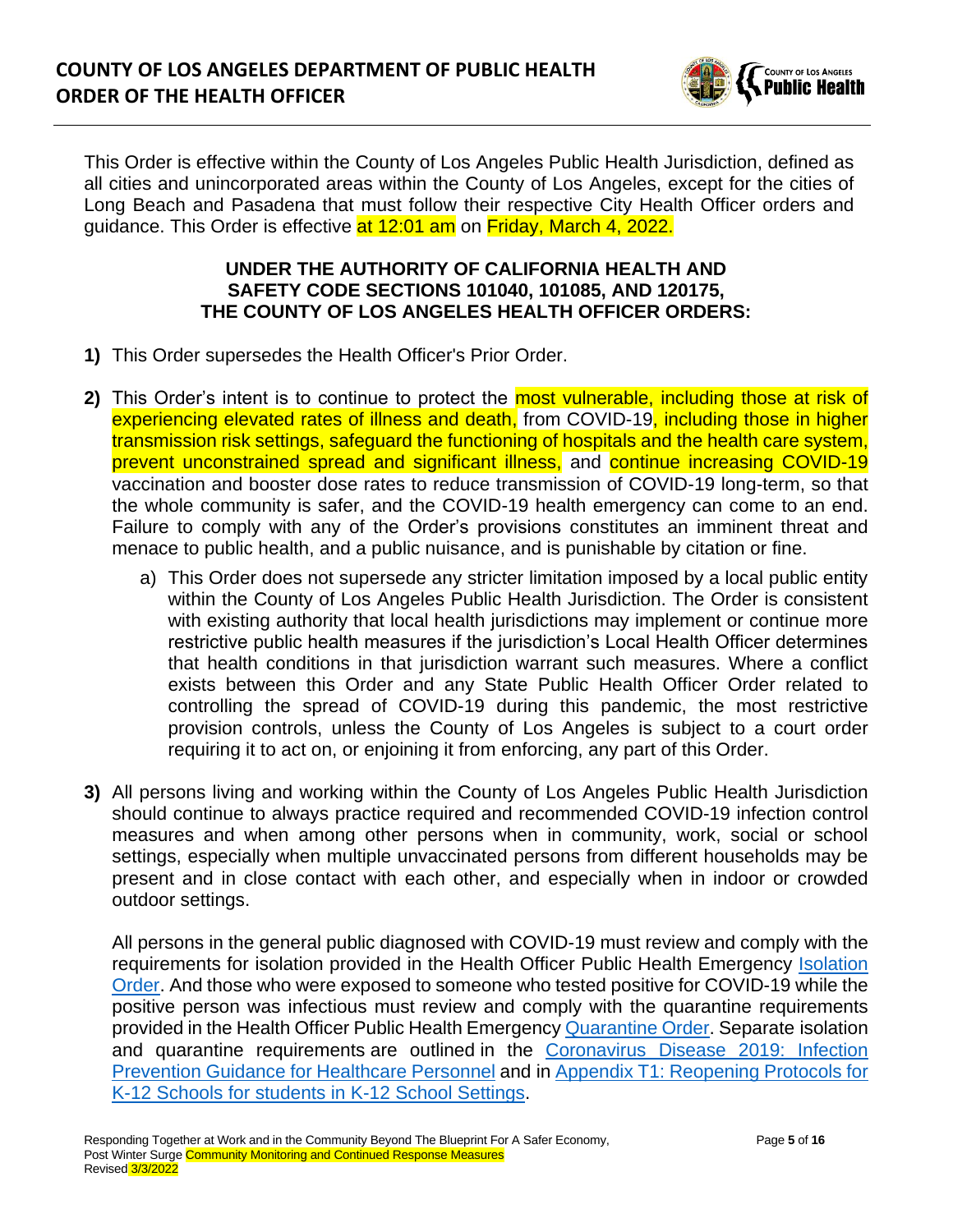This Order is effective within the County of Los Angeles Public Health Jurisdiction, defined as all cities and unincorporated areas within the County of Los Angeles, except for the cities of Long Beach and Pasadena that must follow their respective City Health Officer orders and guidance. This Order is effective at 12:01 am on Friday, March 4, 2022.

**UNDER THE AUTHORITY OF CALIFORNIA HEALTH AND SAFETY CODE SECTIONS 101040, 101085, AND 120175, THE COUNTY OF LOS ANGELES HEALTH OFFICER ORDERS:**

**1)** This Order supersedes the Health Officer's Prior Order.

**2)** This Order's intent is to continue to protect the most vulnerable, including those at risk of experiencing elevated rates of illness and death, from COVID-19, including those in higher transmission risk settings, safeguard the functioning of hospitals and the health care system, prevent unconstrained spread and significant illness, and continue increasing COVID-19 vaccination and booster dose rates to reduce transmission of COVID-19 long-term, so that the whole community is safer, and the COVID-19 health emergency can come to an end. Failure to comply with any of the Order's provisions constitutes an imminent threat and menace to public health, and a public nuisance, and is punishable by citation or fine.

   a) This Order does not supersede any stricter limitation imposed by a local public entity within the County of Los Angeles Public Health Jurisdiction. The Order is consistent with existing authority that local health jurisdictions may implement or continue more restrictive public health measures if the jurisdiction's Local Health Officer determines that health conditions in that jurisdiction warrant such measures. Where a conflict exists between this Order and any State Public Health Officer Order related to controlling the spread of COVID-19 during this pandemic, the most restrictive provision controls, unless the County of Los Angeles is subject to a court order requiring it to act on, or enjoining it from enforcing, any part of this Order.

**3)** All persons living and working within the County of Los Angeles Public Health Jurisdiction should continue to always practice required and recommended COVID-19 infection control measures and when among other persons when in community, work, social or school settings, especially when multiple unvaccinated persons from different households may be present and in close contact with each other, and especially when in indoor or crowded outdoor settings.

   All persons in the general public diagnosed with COVID-19 must review and comply with the requirements for isolation provided in the Health Officer Public Health Emergency Isolation Order. And those who were exposed to someone who tested positive for COVID-19 while the positive person was infectious must review and comply with the quarantine requirements provided in the Health Officer Public Health Emergency Quarantine Order. Separate isolation and quarantine requirements are outlined in the Coronavirus Disease 2019: Infection Prevention Guidance for Healthcare Personnel and in Appendix T1: Reopening Protocols for K-12 Schools for students in K-12 School Settings.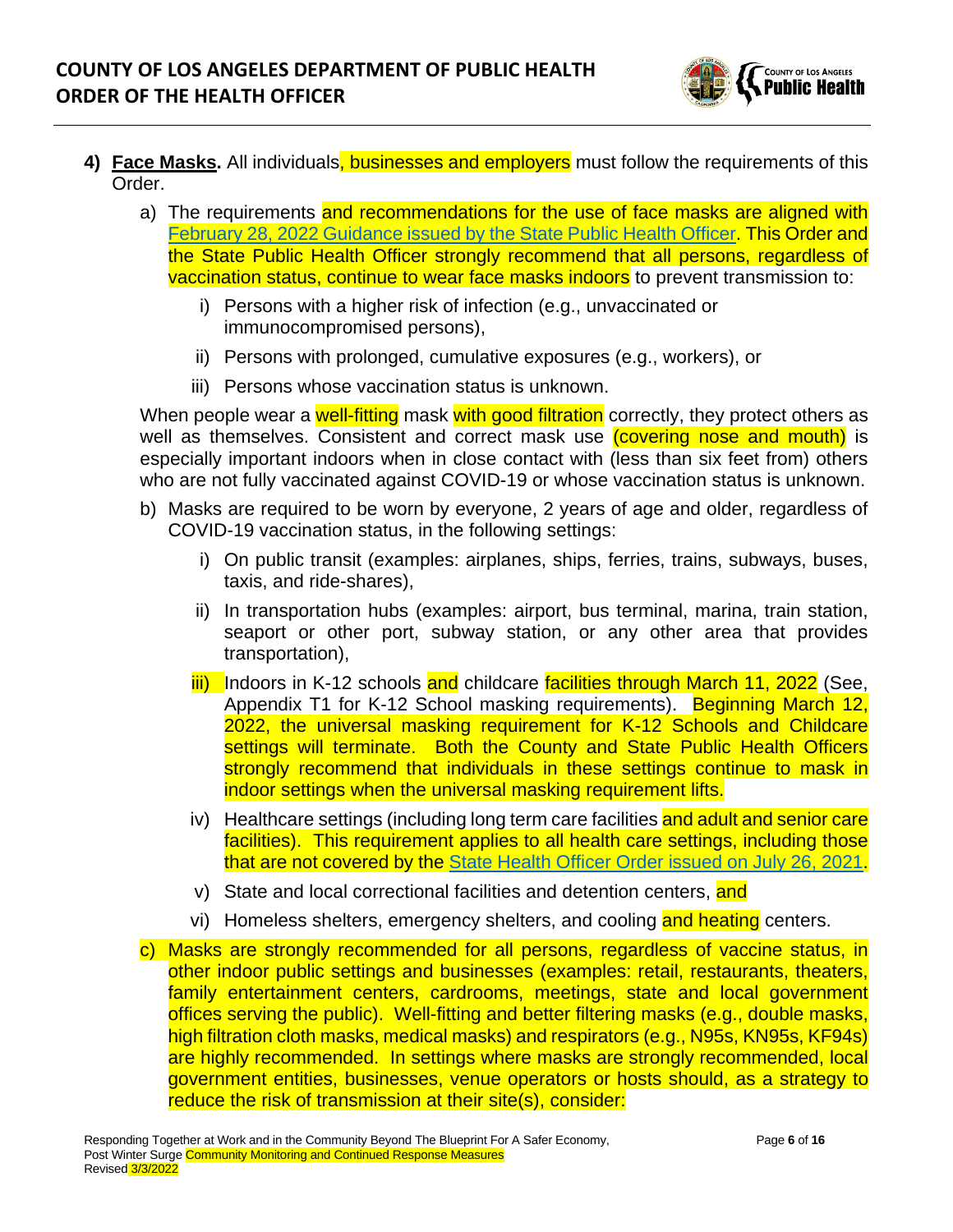4) **Face Masks.** All individuals, businesses and employers must follow the requirements of this Order.

   a) The requirements and recommendations for the use of face masks are aligned with [February 28, 2022 Guidance issued by the State Public Health Officer](). This Order and the State Public Health Officer strongly recommend that all persons, regardless of vaccination status, continue to wear face masks indoors to prevent transmission to:

      i) Persons with a higher risk of infection (e.g., unvaccinated or immunocompromised persons),

      ii) Persons with prolonged, cumulative exposures (e.g., workers), or

      iii) Persons whose vaccination status is unknown.

   When people wear a well-fitting mask with good filtration correctly, they protect others as well as themselves. Consistent and correct mask use (covering nose and mouth) is especially important indoors when in close contact with (less than six feet from) others who are not fully vaccinated against COVID-19 or whose vaccination status is unknown.

   b) Masks are required to be worn by everyone, 2 years of age and older, regardless of COVID-19 vaccination status, in the following settings:

      i) On public transit (examples: airplanes, ships, ferries, trains, subways, buses, taxis, and ride-shares),

      ii) In transportation hubs (examples: airport, bus terminal, marina, train station, seaport or other port, subway station, or any other area that provides transportation),

      iii) Indoors in K-12 schools and childcare facilities through March 11, 2022 (See, Appendix T1 for K-12 School masking requirements). Beginning March 12, 2022, the universal masking requirement for K-12 Schools and Childcare settings will terminate. Both the County and State Public Health Officers strongly recommend that individuals in these settings continue to mask in indoor settings when the universal masking requirement lifts.

      iv) Healthcare settings (including long term care facilities and adult and senior care facilities). This requirement applies to all health care settings, including those that are not covered by the [State Health Officer Order issued on July 26, 2021]().

      v) State and local correctional facilities and detention centers, and

      vi) Homeless shelters, emergency shelters, and cooling and heating centers.

   c) Masks are strongly recommended for all persons, regardless of vaccine status, in other indoor public settings and businesses (examples: retail, restaurants, theaters, family entertainment centers, cardrooms, meetings, state and local government offices serving the public). Well-fitting and better filtering masks (e.g., double masks, high filtration cloth masks, medical masks) and respirators (e.g., N95s, KN95s, KF94s) are highly recommended. In settings where masks are strongly recommended, local government entities, businesses, venue operators or hosts should, as a strategy to reduce the risk of transmission at their site(s), consider: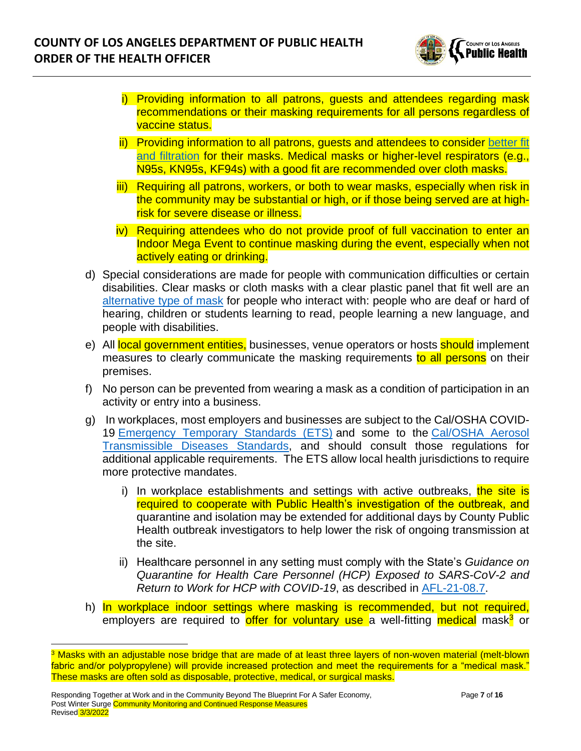i) Providing information to all patrons, guests and attendees regarding mask recommendations or their masking requirements for all persons regardless of vaccine status.

ii) Providing information to all patrons, guests and attendees to consider better fit and filtration for their masks. Medical masks or higher-level respirators (e.g., N95s, KN95s, KF94s) with a good fit are recommended over cloth masks.

iii) Requiring all patrons, workers, or both to wear masks, especially when risk in the community may be substantial or high, or if those being served are at high-risk for severe disease or illness.

iv) Requiring attendees who do not provide proof of full vaccination to enter an Indoor Mega Event to continue masking during the event, especially when not actively eating or drinking.

d) Special considerations are made for people with communication difficulties or certain disabilities. Clear masks or cloth masks with a clear plastic panel that fit well are an alternative type of mask for people who interact with: people who are deaf or hard of hearing, children or students learning to read, people learning a new language, and people with disabilities.

e) All local government entities, businesses, venue operators or hosts should implement measures to clearly communicate the masking requirements to all persons on their premises.

f) No person can be prevented from wearing a mask as a condition of participation in an activity or entry into a business.

g) In workplaces, most employers and businesses are subject to the Cal/OSHA COVID-19 Emergency Temporary Standards (ETS) and some to the Cal/OSHA Aerosol Transmissible Diseases Standards, and should consult those regulations for additional applicable requirements. The ETS allow local health jurisdictions to require more protective mandates.

   i) In workplace establishments and settings with active outbreaks, the site is required to cooperate with Public Health's investigation of the outbreak, and quarantine and isolation may be extended for additional days by County Public Health outbreak investigators to help lower the risk of ongoing transmission at the site.

   ii) Healthcare personnel in any setting must comply with the State's *Guidance on Quarantine for Health Care Personnel (HCP) Exposed to SARS-CoV-2 and Return to Work for HCP with COVID-19*, as described in AFL-21-08.7.

h) In workplace indoor settings where masking is recommended, but not required, employers are required to offer for voluntary use a well-fitting medical mask[3] or

[3] Masks with an adjustable nose bridge that are made of at least three layers of non-woven material (melt-blown fabric and/or polypropylene) will provide increased protection and meet the requirements for a "medical mask." These masks are often sold as disposable, protective, medical, or surgical masks.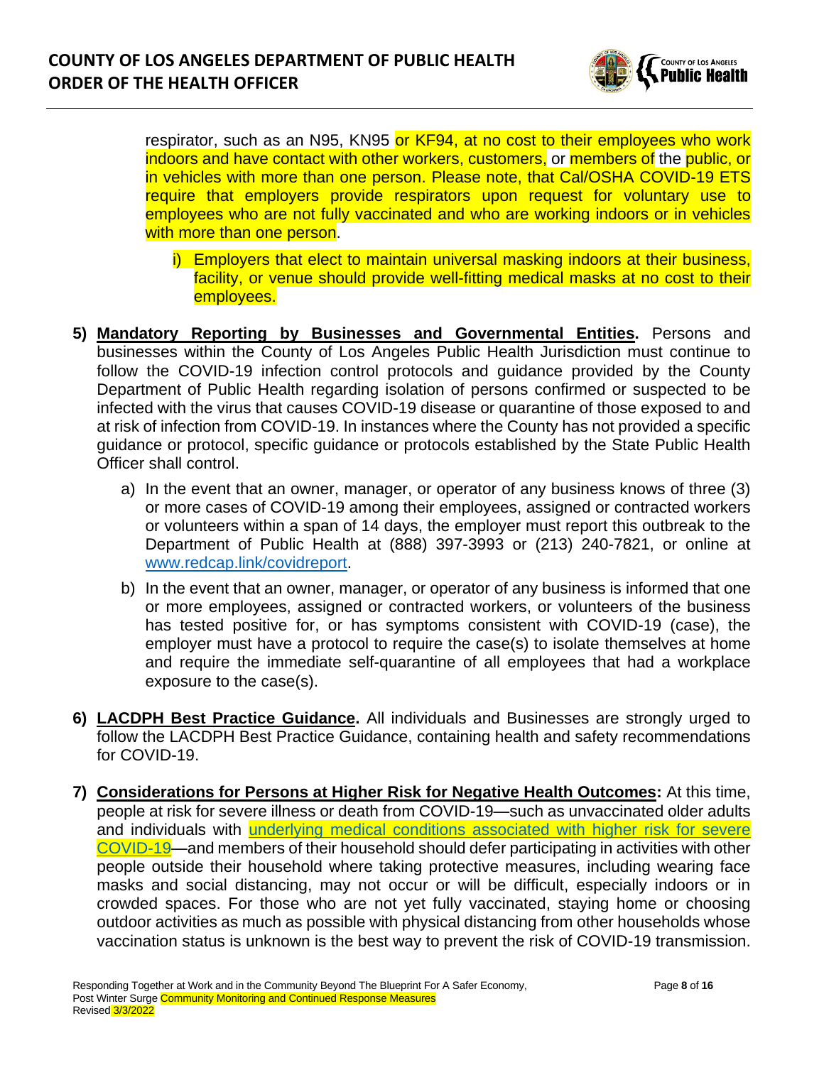respirator, such as an N95, KN95 or KF94, at no cost to their employees who work indoors and have contact with other workers, customers, or members of the public, or in vehicles with more than one person. Please note, that Cal/OSHA COVID-19 ETS require that employers provide respirators upon request for voluntary use to employees who are not fully vaccinated and who are working indoors or in vehicles with more than one person.

   i) Employers that elect to maintain universal masking indoors at their business, facility, or venue should provide well-fitting medical masks at no cost to their employees.

5) **Mandatory Reporting by Businesses and Governmental Entities.** Persons and businesses within the County of Los Angeles Public Health Jurisdiction must continue to follow the COVID-19 infection control protocols and guidance provided by the County Department of Public Health regarding isolation of persons confirmed or suspected to be infected with the virus that causes COVID-19 disease or quarantine of those exposed to and at risk of infection from COVID-19. In instances where the County has not provided a specific guidance or protocol, specific guidance or protocols established by the State Public Health Officer shall control.

   a) In the event that an owner, manager, or operator of any business knows of three (3) or more cases of COVID-19 among their employees, assigned or contracted workers or volunteers within a span of 14 days, the employer must report this outbreak to the Department of Public Health at (888) 397-3993 or (213) 240-7821, or online at www.redcap.link/covidreport.

   b) In the event that an owner, manager, or operator of any business is informed that one or more employees, assigned or contracted workers, or volunteers of the business has tested positive for, or has symptoms consistent with COVID-19 (case), the employer must have a protocol to require the case(s) to isolate themselves at home and require the immediate self-quarantine of all employees that had a workplace exposure to the case(s).

6) **LACDPH Best Practice Guidance.** All individuals and Businesses are strongly urged to follow the LACDPH Best Practice Guidance, containing health and safety recommendations for COVID-19.

7) **Considerations for Persons at Higher Risk for Negative Health Outcomes:** At this time, people at risk for severe illness or death from COVID-19—such as unvaccinated older adults and individuals with underlying medical conditions associated with higher risk for severe COVID-19—and members of their household should defer participating in activities with other people outside their household where taking protective measures, including wearing face masks and social distancing, may not occur or will be difficult, especially indoors or in crowded spaces. For those who are not yet fully vaccinated, staying home or choosing outdoor activities as much as possible with physical distancing from other households whose vaccination status is unknown is the best way to prevent the risk of COVID-19 transmission.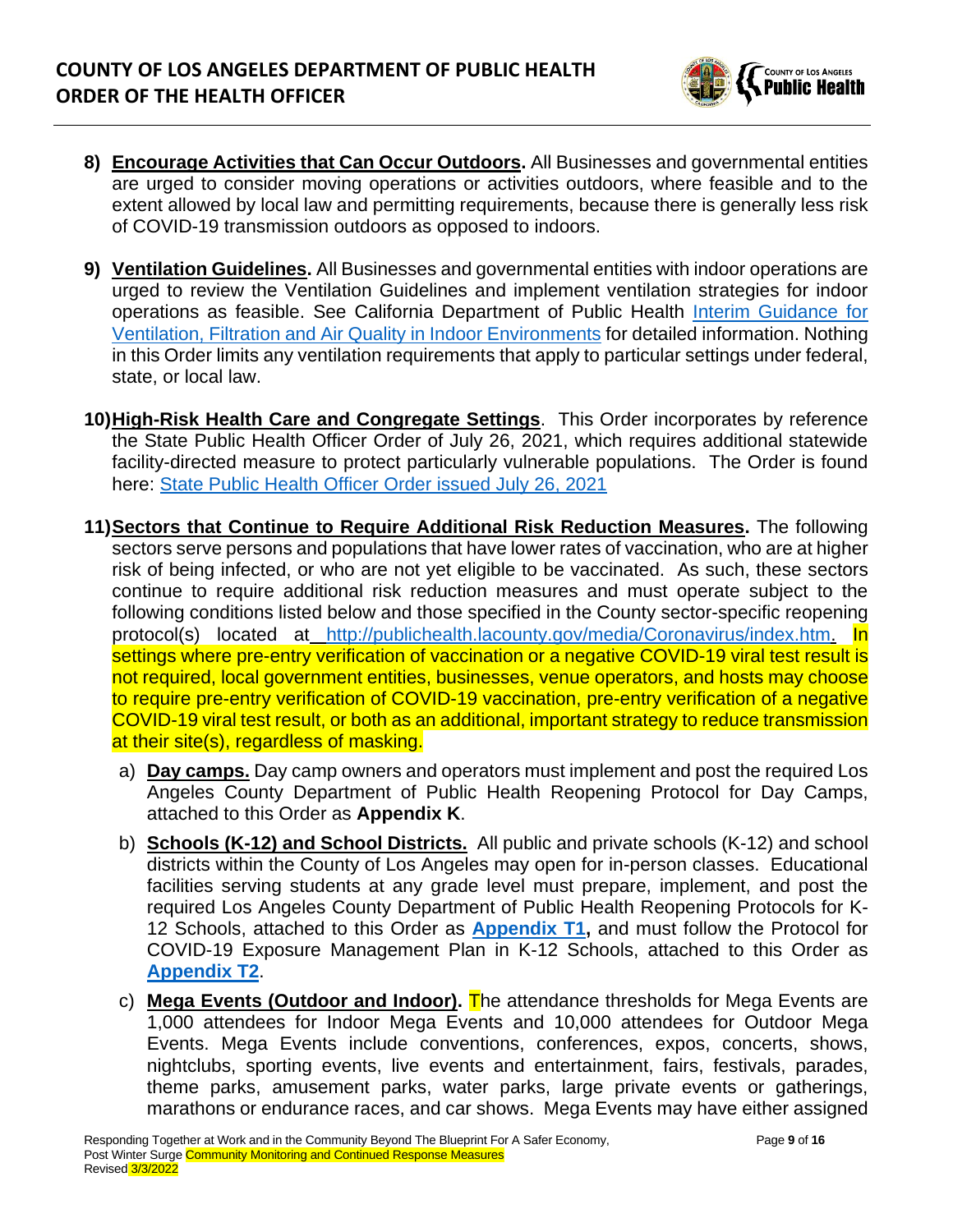8) **Encourage Activities that Can Occur Outdoors.** All Businesses and governmental entities are urged to consider moving operations or activities outdoors, where feasible and to the extent allowed by local law and permitting requirements, because there is generally less risk of COVID-19 transmission outdoors as opposed to indoors.

9) **Ventilation Guidelines.** All Businesses and governmental entities with indoor operations are urged to review the Ventilation Guidelines and implement ventilation strategies for indoor operations as feasible. See California Department of Public Health Interim Guidance for Ventilation, Filtration and Air Quality in Indoor Environments for detailed information. Nothing in this Order limits any ventilation requirements that apply to particular settings under federal, state, or local law.

10) **High-Risk Health Care and Congregate Settings**. This Order incorporates by reference the State Public Health Officer Order of July 26, 2021, which requires additional statewide facility-directed measure to protect particularly vulnerable populations. The Order is found here: State Public Health Officer Order issued July 26, 2021

11) **Sectors that Continue to Require Additional Risk Reduction Measures.** The following sectors serve persons and populations that have lower rates of vaccination, who are at higher risk of being infected, or who are not yet eligible to be vaccinated. As such, these sectors continue to require additional risk reduction measures and must operate subject to the following conditions listed below and those specified in the County sector-specific reopening protocol(s) located at http://publichealth.lacounty.gov/media/Coronavirus/index.htm. In settings where pre-entry verification of vaccination or a negative COVID-19 viral test result is not required, local government entities, businesses, venue operators, and hosts may choose to require pre-entry verification of COVID-19 vaccination, pre-entry verification of a negative COVID-19 viral test result, or both as an additional, important strategy to reduce transmission at their site(s), regardless of masking.

   a) **Day camps.** Day camp owners and operators must implement and post the required Los Angeles County Department of Public Health Reopening Protocol for Day Camps, attached to this Order as **Appendix K**.

   b) **Schools (K-12) and School Districts.** All public and private schools (K-12) and school districts within the County of Los Angeles may open for in-person classes. Educational facilities serving students at any grade level must prepare, implement, and post the required Los Angeles County Department of Public Health Reopening Protocols for K-12 Schools, attached to this Order as **Appendix T1,** and must follow the Protocol for COVID-19 Exposure Management Plan in K-12 Schools, attached to this Order as **Appendix T2**.

   c) **Mega Events (Outdoor and Indoor).** The attendance thresholds for Mega Events are 1,000 attendees for Indoor Mega Events and 10,000 attendees for Outdoor Mega Events. Mega Events include conventions, conferences, expos, concerts, shows, nightclubs, sporting events, live events and entertainment, fairs, festivals, parades, theme parks, amusement parks, water parks, large private events or gatherings, marathons or endurance races, and car shows. Mega Events may have either assigned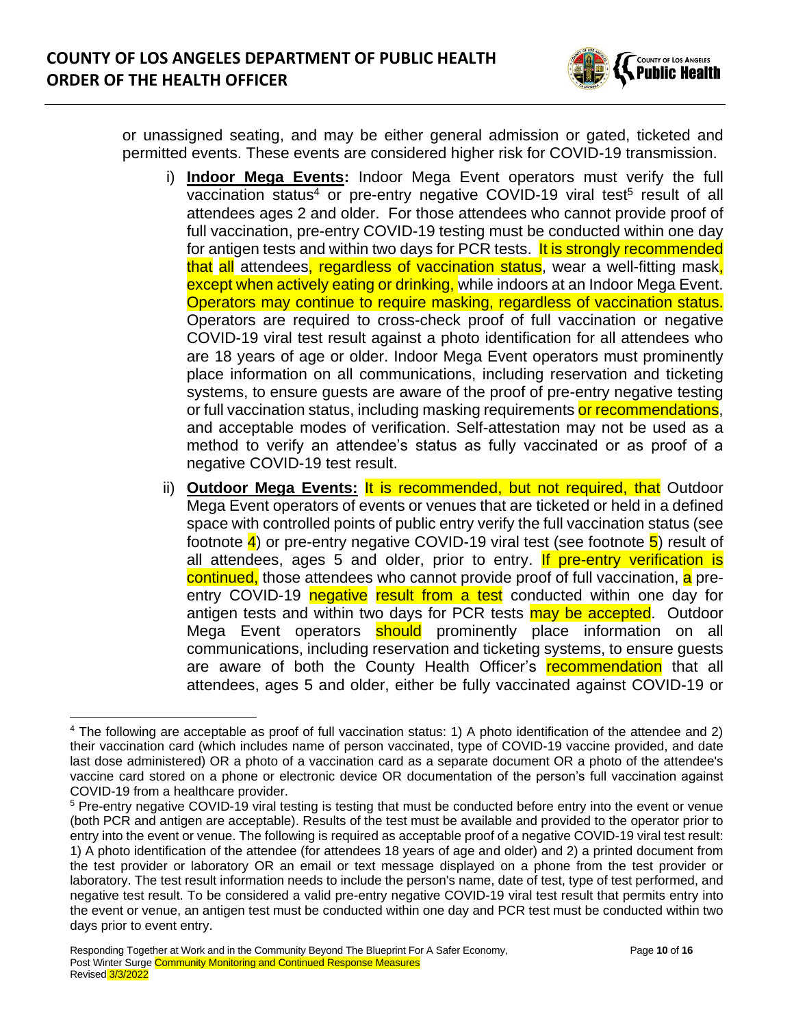or unassigned seating, and may be either general admission or gated, ticketed and permitted events. These events are considered higher risk for COVID-19 transmission.

i) **Indoor Mega Events:** Indoor Mega Event operators must verify the full vaccination status[4] or pre-entry negative COVID-19 viral test[5] result of all attendees ages 2 and older. For those attendees who cannot provide proof of full vaccination, pre-entry COVID-19 testing must be conducted within one day for antigen tests and within two days for PCR tests. It is strongly recommended that all attendees, regardless of vaccination status, wear a well-fitting mask, except when actively eating or drinking, while indoors at an Indoor Mega Event. Operators may continue to require masking, regardless of vaccination status. Operators are required to cross-check proof of full vaccination or negative COVID-19 viral test result against a photo identification for all attendees who are 18 years of age or older. Indoor Mega Event operators must prominently place information on all communications, including reservation and ticketing systems, to ensure guests are aware of the proof of pre-entry negative testing or full vaccination status, including masking requirements or recommendations, and acceptable modes of verification. Self-attestation may not be used as a method to verify an attendee's status as fully vaccinated or as proof of a negative COVID-19 test result.

ii) **Outdoor Mega Events:** It is recommended, but not required, that Outdoor Mega Event operators of events or venues that are ticketed or held in a defined space with controlled points of public entry verify the full vaccination status (see footnote 4) or pre-entry negative COVID-19 viral test (see footnote 5) result of all attendees, ages 5 and older, prior to entry. If pre-entry verification is continued, those attendees who cannot provide proof of full vaccination, a pre-entry COVID-19 negative result from a test conducted within one day for antigen tests and within two days for PCR tests may be accepted. Outdoor Mega Event operators should prominently place information on all communications, including reservation and ticketing systems, to ensure guests are aware of both the County Health Officer's recommendation that all attendees, ages 5 and older, either be fully vaccinated against COVID-19 or

---

[4] The following are acceptable as proof of full vaccination status: 1) A photo identification of the attendee and 2) their vaccination card (which includes name of person vaccinated, type of COVID-19 vaccine provided, and date last dose administered) OR a photo of a vaccination card as a separate document OR a photo of the attendee's vaccine card stored on a phone or electronic device OR documentation of the person's full vaccination against COVID-19 from a healthcare provider.

[5] Pre-entry negative COVID-19 viral testing is testing that must be conducted before entry into the event or venue (both PCR and antigen are acceptable). Results of the test must be available and provided to the operator prior to entry into the event or venue. The following is required as acceptable proof of a negative COVID-19 viral test result: 1) A photo identification of the attendee (for attendees 18 years of age and older) and 2) a printed document from the test provider or laboratory OR an email or text message displayed on a phone from the test provider or laboratory. The test result information needs to include the person's name, date of test, type of test performed, and negative test result. To be considered a valid pre-entry negative COVID-19 viral test result that permits entry into the event or venue, an antigen test must be conducted within one day and PCR test must be conducted within two days prior to event entry.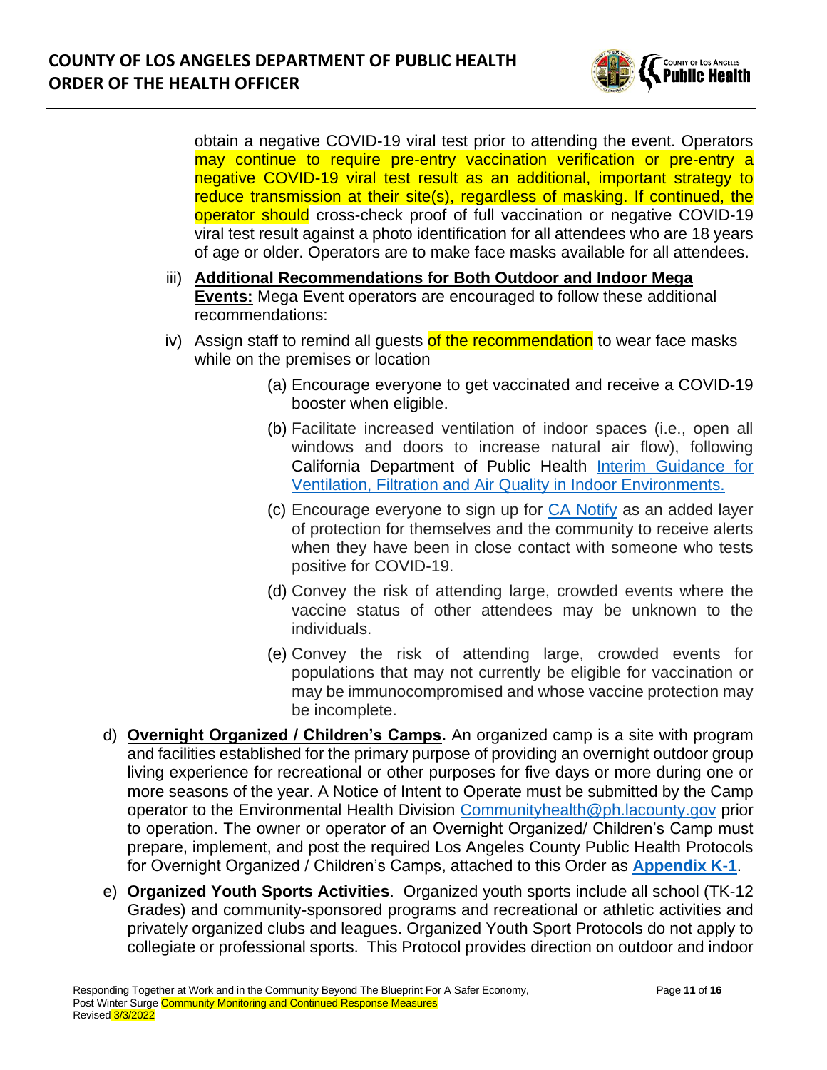obtain a negative COVID-19 viral test prior to attending the event. Operators may continue to require pre-entry vaccination verification or pre-entry a negative COVID-19 viral test result as an additional, important strategy to reduce transmission at their site(s), regardless of masking. If continued, the operator should cross-check proof of full vaccination or negative COVID-19 viral test result against a photo identification for all attendees who are 18 years of age or older. Operators are to make face masks available for all attendees.

iii) **Additional Recommendations for Both Outdoor and Indoor Mega Events:** Mega Event operators are encouraged to follow these additional recommendations:

iv) Assign staff to remind all guests of the recommendation to wear face masks while on the premises or location

(a) Encourage everyone to get vaccinated and receive a COVID-19 booster when eligible.

(b) Facilitate increased ventilation of indoor spaces (i.e., open all windows and doors to increase natural air flow), following California Department of Public Health Interim Guidance for Ventilation, Filtration and Air Quality in Indoor Environments.

(c) Encourage everyone to sign up for CA Notify as an added layer of protection for themselves and the community to receive alerts when they have been in close contact with someone who tests positive for COVID-19.

(d) Convey the risk of attending large, crowded events where the vaccine status of other attendees may be unknown to the individuals.

(e) Convey the risk of attending large, crowded events for populations that may not currently be eligible for vaccination or may be immunocompromised and whose vaccine protection may be incomplete.

d) **Overnight Organized / Children's Camps.** An organized camp is a site with program and facilities established for the primary purpose of providing an overnight outdoor group living experience for recreational or other purposes for five days or more during one or more seasons of the year. A Notice of Intent to Operate must be submitted by the Camp operator to the Environmental Health Division Communityhealth@ph.lacounty.gov prior to operation. The owner or operator of an Overnight Organized/ Children's Camp must prepare, implement, and post the required Los Angeles County Public Health Protocols for Overnight Organized / Children's Camps, attached to this Order as **Appendix K-1**.

e) **Organized Youth Sports Activities**. Organized youth sports include all school (TK-12 Grades) and community-sponsored programs and recreational or athletic activities and privately organized clubs and leagues. Organized Youth Sport Protocols do not apply to collegiate or professional sports. This Protocol provides direction on outdoor and indoor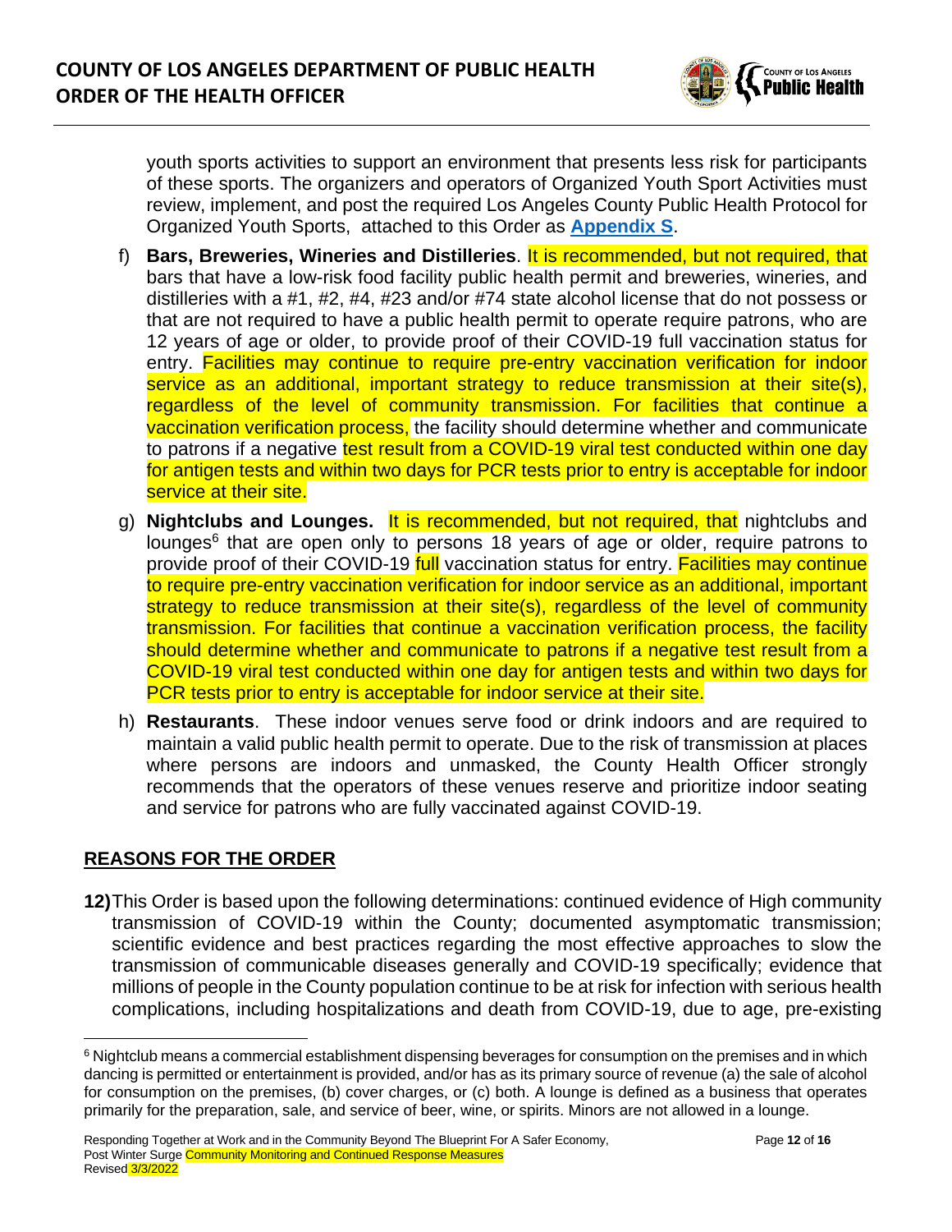youth sports activities to support an environment that presents less risk for participants of these sports. The organizers and operators of Organized Youth Sport Activities must review, implement, and post the required Los Angeles County Public Health Protocol for Organized Youth Sports, attached to this Order as **Appendix S**.

f) **Bars, Breweries, Wineries and Distilleries**. It is recommended, but not required, that bars that have a low-risk food facility public health permit and breweries, wineries, and distilleries with a #1, #2, #4, #23 and/or #74 state alcohol license that do not possess or that are not required to have a public health permit to operate require patrons, who are 12 years of age or older, to provide proof of their COVID-19 full vaccination status for entry. Facilities may continue to require pre-entry vaccination verification for indoor service as an additional, important strategy to reduce transmission at their site(s), regardless of the level of community transmission. For facilities that continue a vaccination verification process, the facility should determine whether and communicate to patrons if a negative test result from a COVID-19 viral test conducted within one day for antigen tests and within two days for PCR tests prior to entry is acceptable for indoor service at their site.

g) **Nightclubs and Lounges.** It is recommended, but not required, that nightclubs and lounges[6] that are open only to persons 18 years of age or older, require patrons to provide proof of their COVID-19 full vaccination status for entry. Facilities may continue to require pre-entry vaccination verification for indoor service as an additional, important strategy to reduce transmission at their site(s), regardless of the level of community transmission. For facilities that continue a vaccination verification process, the facility should determine whether and communicate to patrons if a negative test result from a COVID-19 viral test conducted within one day for antigen tests and within two days for PCR tests prior to entry is acceptable for indoor service at their site.

h) **Restaurants**. These indoor venues serve food or drink indoors and are required to maintain a valid public health permit to operate. Due to the risk of transmission at places where persons are indoors and unmasked, the County Health Officer strongly recommends that the operators of these venues reserve and prioritize indoor seating and service for patrons who are fully vaccinated against COVID-19.

## REASONS FOR THE ORDER

**12)** This Order is based upon the following determinations: continued evidence of High community transmission of COVID-19 within the County; documented asymptomatic transmission; scientific evidence and best practices regarding the most effective approaches to slow the transmission of communicable diseases generally and COVID-19 specifically; evidence that millions of people in the County population continue to be at risk for infection with serious health complications, including hospitalizations and death from COVID-19, due to age, pre-existing

[6] Nightclub means a commercial establishment dispensing beverages for consumption on the premises and in which dancing is permitted or entertainment is provided, and/or has as its primary source of revenue (a) the sale of alcohol for consumption on the premises, (b) cover charges, or (c) both. A lounge is defined as a business that operates primarily for the preparation, sale, and service of beer, wine, or spirits. Minors are not allowed in a lounge.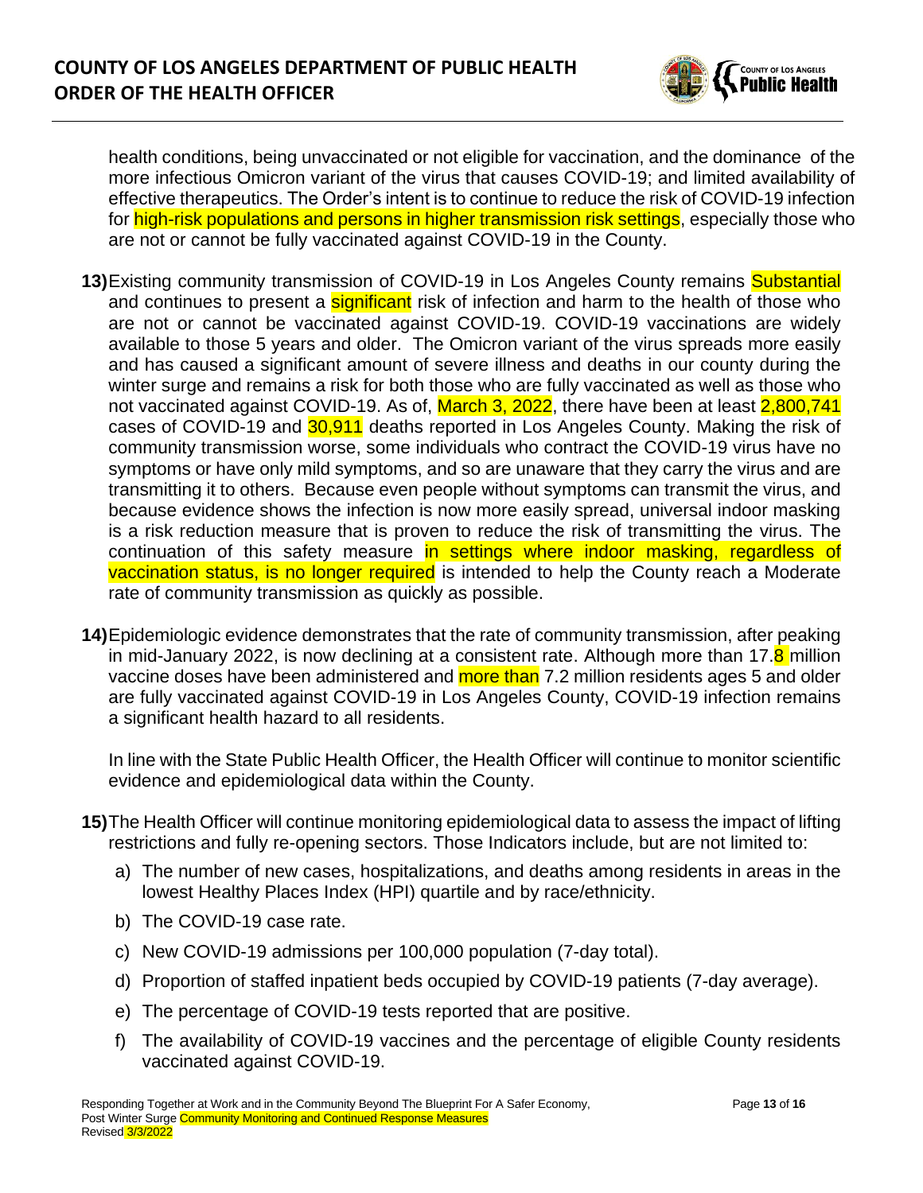health conditions, being unvaccinated or not eligible for vaccination, and the dominance of the more infectious Omicron variant of the virus that causes COVID-19; and limited availability of effective therapeutics. The Order's intent is to continue to reduce the risk of COVID-19 infection for high-risk populations and persons in higher transmission risk settings, especially those who are not or cannot be fully vaccinated against COVID-19 in the County.

**13)** Existing community transmission of COVID-19 in Los Angeles County remains Substantial and continues to present a significant risk of infection and harm to the health of those who are not or cannot be vaccinated against COVID-19. COVID-19 vaccinations are widely available to those 5 years and older. The Omicron variant of the virus spreads more easily and has caused a significant amount of severe illness and deaths in our county during the winter surge and remains a risk for both those who are fully vaccinated as well as those who not vaccinated against COVID-19. As of, March 3, 2022, there have been at least 2,800,741 cases of COVID-19 and 30,911 deaths reported in Los Angeles County. Making the risk of community transmission worse, some individuals who contract the COVID-19 virus have no symptoms or have only mild symptoms, and so are unaware that they carry the virus and are transmitting it to others. Because even people without symptoms can transmit the virus, and because evidence shows the infection is now more easily spread, universal indoor masking is a risk reduction measure that is proven to reduce the risk of transmitting the virus. The continuation of this safety measure in settings where indoor masking, regardless of vaccination status, is no longer required is intended to help the County reach a Moderate rate of community transmission as quickly as possible.

**14)** Epidemiologic evidence demonstrates that the rate of community transmission, after peaking in mid-January 2022, is now declining at a consistent rate. Although more than 17.8 million vaccine doses have been administered and more than 7.2 million residents ages 5 and older are fully vaccinated against COVID-19 in Los Angeles County, COVID-19 infection remains a significant health hazard to all residents.

In line with the State Public Health Officer, the Health Officer will continue to monitor scientific evidence and epidemiological data within the County.

**15)** The Health Officer will continue monitoring epidemiological data to assess the impact of lifting restrictions and fully re-opening sectors. Those Indicators include, but are not limited to:

a) The number of new cases, hospitalizations, and deaths among residents in areas in the lowest Healthy Places Index (HPI) quartile and by race/ethnicity.

b) The COVID-19 case rate.

c) New COVID-19 admissions per 100,000 population (7-day total).

d) Proportion of staffed inpatient beds occupied by COVID-19 patients (7-day average).

e) The percentage of COVID-19 tests reported that are positive.

f) The availability of COVID-19 vaccines and the percentage of eligible County residents vaccinated against COVID-19.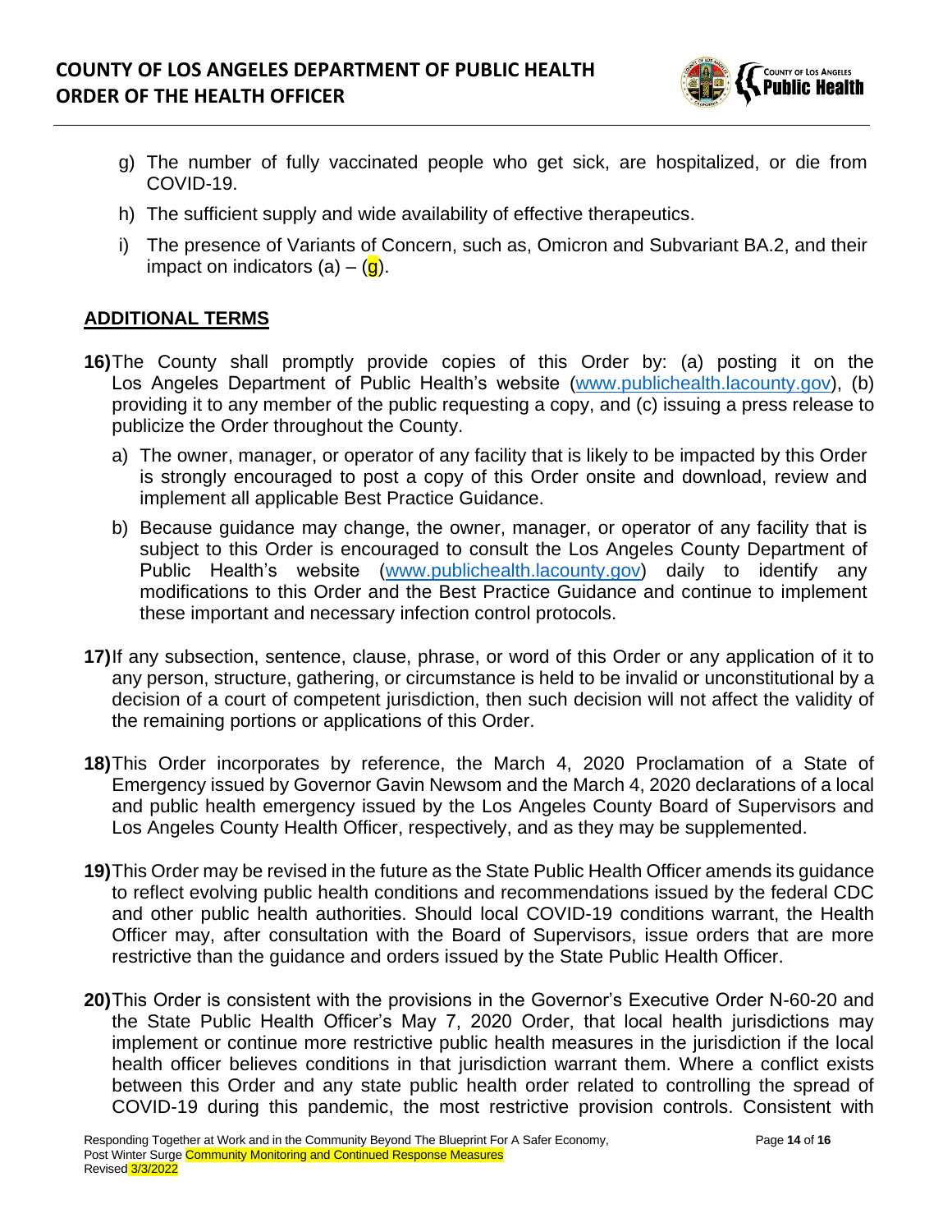g) The number of fully vaccinated people who get sick, are hospitalized, or die from COVID-19.

h) The sufficient supply and wide availability of effective therapeutics.

i) The presence of Variants of Concern, such as, Omicron and Subvariant BA.2, and their impact on indicators (a) – (g).

## ADDITIONAL TERMS

**16)** The County shall promptly provide copies of this Order by: (a) posting it on the Los Angeles Department of Public Health's website (www.publichealth.lacounty.gov), (b) providing it to any member of the public requesting a copy, and (c) issuing a press release to publicize the Order throughout the County.

a) The owner, manager, or operator of any facility that is likely to be impacted by this Order is strongly encouraged to post a copy of this Order onsite and download, review and implement all applicable Best Practice Guidance.

b) Because guidance may change, the owner, manager, or operator of any facility that is subject to this Order is encouraged to consult the Los Angeles County Department of Public Health's website (www.publichealth.lacounty.gov) daily to identify any modifications to this Order and the Best Practice Guidance and continue to implement these important and necessary infection control protocols.

**17)** If any subsection, sentence, clause, phrase, or word of this Order or any application of it to any person, structure, gathering, or circumstance is held to be invalid or unconstitutional by a decision of a court of competent jurisdiction, then such decision will not affect the validity of the remaining portions or applications of this Order.

**18)** This Order incorporates by reference, the March 4, 2020 Proclamation of a State of Emergency issued by Governor Gavin Newsom and the March 4, 2020 declarations of a local and public health emergency issued by the Los Angeles County Board of Supervisors and Los Angeles County Health Officer, respectively, and as they may be supplemented.

**19)** This Order may be revised in the future as the State Public Health Officer amends its guidance to reflect evolving public health conditions and recommendations issued by the federal CDC and other public health authorities. Should local COVID-19 conditions warrant, the Health Officer may, after consultation with the Board of Supervisors, issue orders that are more restrictive than the guidance and orders issued by the State Public Health Officer.

**20)** This Order is consistent with the provisions in the Governor's Executive Order N-60-20 and the State Public Health Officer's May 7, 2020 Order, that local health jurisdictions may implement or continue more restrictive public health measures in the jurisdiction if the local health officer believes conditions in that jurisdiction warrant them. Where a conflict exists between this Order and any state public health order related to controlling the spread of COVID-19 during this pandemic, the most restrictive provision controls. Consistent with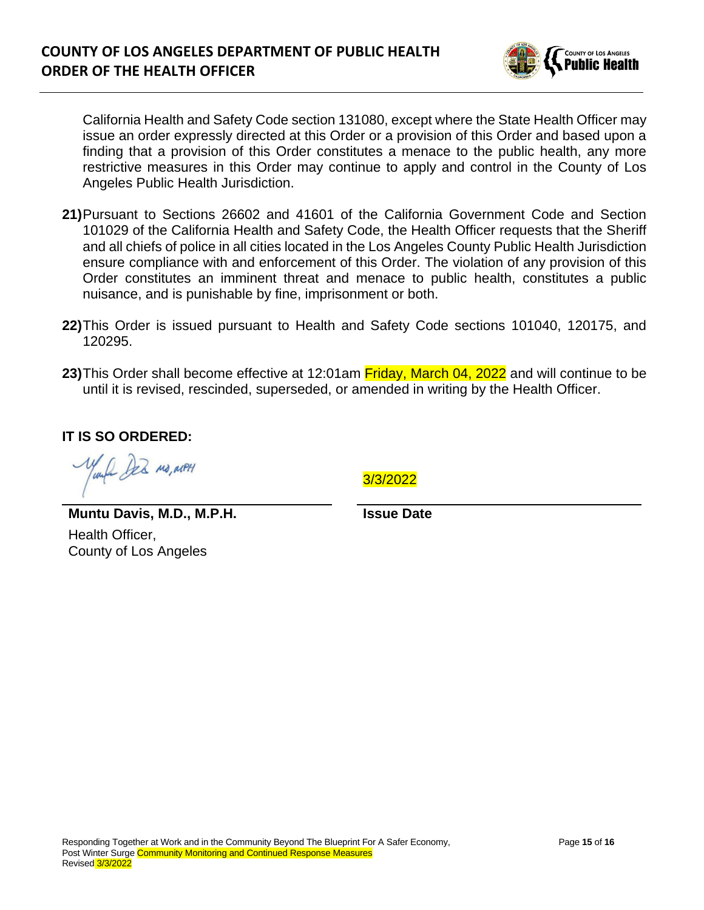California Health and Safety Code section 131080, except where the State Health Officer may issue an order expressly directed at this Order or a provision of this Order and based upon a finding that a provision of this Order constitutes a menace to the public health, any more restrictive measures in this Order may continue to apply and control in the County of Los Angeles Public Health Jurisdiction.

**21)** Pursuant to Sections 26602 and 41601 of the California Government Code and Section 101029 of the California Health and Safety Code, the Health Officer requests that the Sheriff and all chiefs of police in all cities located in the Los Angeles County Public Health Jurisdiction ensure compliance with and enforcement of this Order. The violation of any provision of this Order constitutes an imminent threat and menace to public health, constitutes a public nuisance, and is punishable by fine, imprisonment or both.

**22)** This Order is issued pursuant to Health and Safety Code sections 101040, 120175, and 120295.

**23)** This Order shall become effective at 12:01am Friday, March 04, 2022 and will continue to be until it is revised, rescinded, superseded, or amended in writing by the Health Officer.

**IT IS SO ORDERED:**

**Muntu Davis, M.D., M.P.H.**
Health Officer,
County of Los Angeles

3/3/2022
**Issue Date**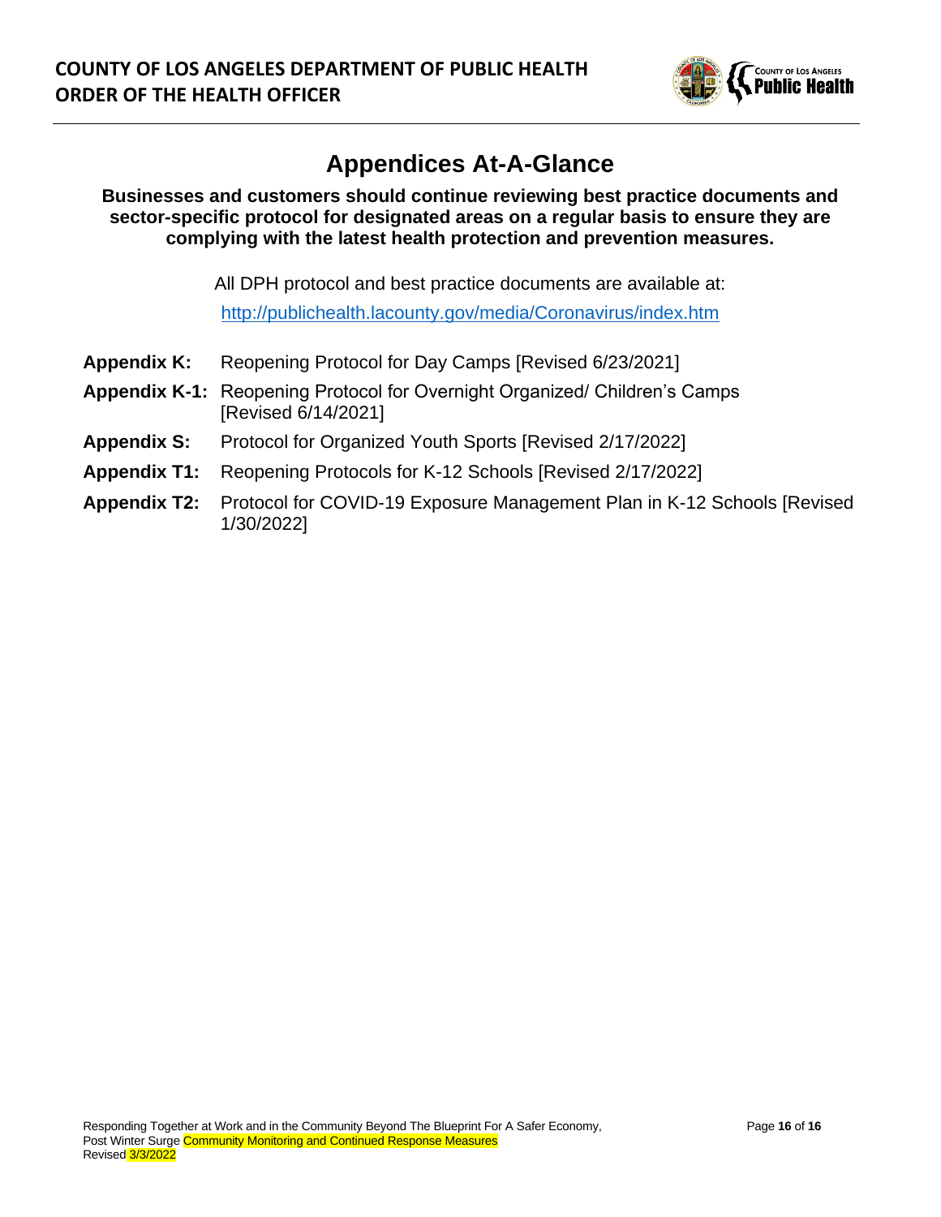## Appendices At-A-Glance

**Businesses and customers should continue reviewing best practice documents and sector-specific protocol for designated areas on a regular basis to ensure they are complying with the latest health protection and prevention measures.**

All DPH protocol and best practice documents are available at:

http://publichealth.lacounty.gov/media/Coronavirus/index.htm

- **Appendix K:** Reopening Protocol for Day Camps [Revised 6/23/2021]
- **Appendix K-1:** Reopening Protocol for Overnight Organized/ Children's Camps [Revised 6/14/2021]
- **Appendix S:** Protocol for Organized Youth Sports [Revised 2/17/2022]
- **Appendix T1:** Reopening Protocols for K-12 Schools [Revised 2/17/2022]
- **Appendix T2:** Protocol for COVID-19 Exposure Management Plan in K-12 Schools [Revised 1/30/2022]